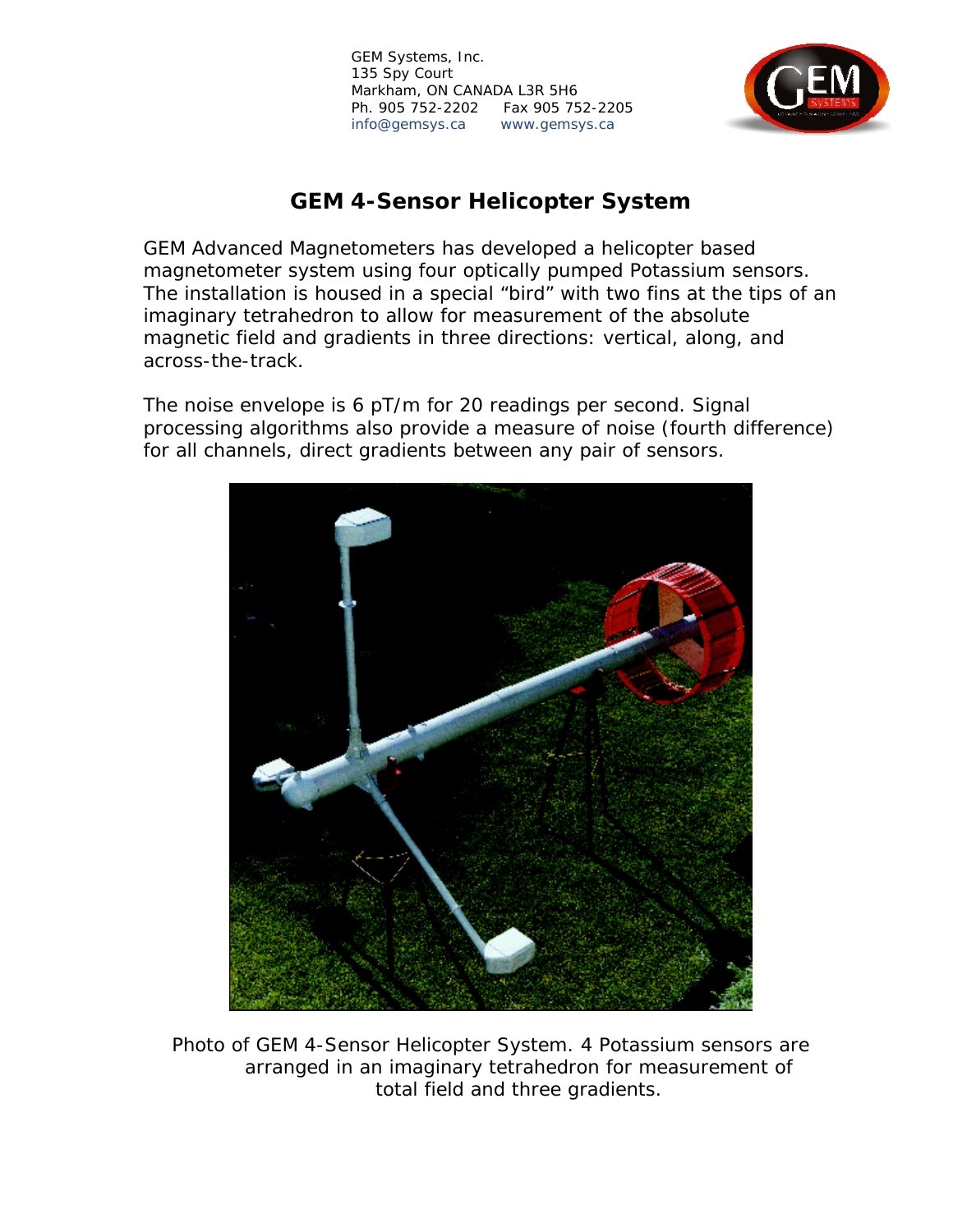GEM Systems, Inc.
135 Spy Court
Markham, ON CANADA L3R 5H6
Ph. 905 752-2202 Fax 905 752-2205
info@gemsys.ca www.gemsys.ca

# GEM 4-Sensor Helicopter System

GEM Advanced Magnetometers has developed a helicopter based magnetometer system using four optically pumped Potassium sensors. The installation is housed in a special "bird" with two fins at the tips of an imaginary tetrahedron to allow for measurement of the absolute magnetic field and gradients in three directions: vertical, along, and across-the-track.

The noise envelope is 6 pT/m for 20 readings per second. Signal processing algorithms also provide a measure of noise (fourth difference) for all channels, direct gradients between any pair of sensors.

Photo of GEM 4-Sensor Helicopter System. 4 Potassium sensors are arranged in an imaginary tetrahedron for measurement of total field and three gradients.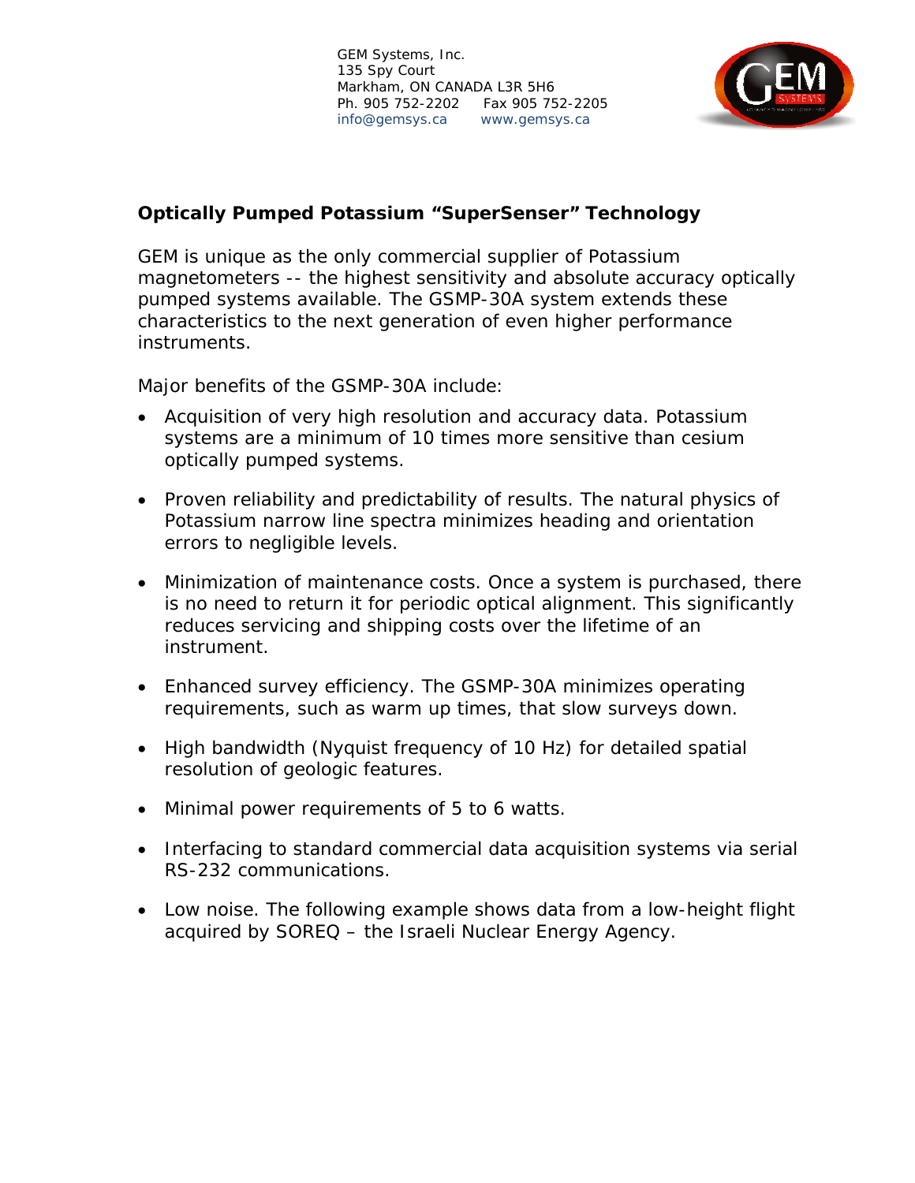GEM Systems, Inc.
135 Spy Court
Markham, ON CANADA L3R 5H6
Ph. 905 752-2202 Fax 905 752-2205
info@gemsys.ca www.gemsys.ca

## Optically Pumped Potassium "SuperSenser" Technology

GEM is unique as the only commercial supplier of Potassium magnetometers -- the highest sensitivity and absolute accuracy optically pumped systems available. The GSMP-30A system extends these characteristics to the next generation of even higher performance instruments.

Major benefits of the GSMP-30A include:

- Acquisition of very high resolution and accuracy data. Potassium systems are a minimum of 10 times more sensitive than cesium optically pumped systems.
- Proven reliability and predictability of results. The natural physics of Potassium narrow line spectra minimizes heading and orientation errors to negligible levels.
- Minimization of maintenance costs. Once a system is purchased, there is no need to return it for periodic optical alignment. This significantly reduces servicing and shipping costs over the lifetime of an instrument.
- Enhanced survey efficiency. The GSMP-30A minimizes operating requirements, such as warm up times, that slow surveys down.
- High bandwidth (Nyquist frequency of 10 Hz) for detailed spatial resolution of geologic features.
- Minimal power requirements of 5 to 6 watts.
- Interfacing to standard commercial data acquisition systems via serial RS-232 communications.
- Low noise. The following example shows data from a low-height flight acquired by SOREQ – the Israeli Nuclear Energy Agency.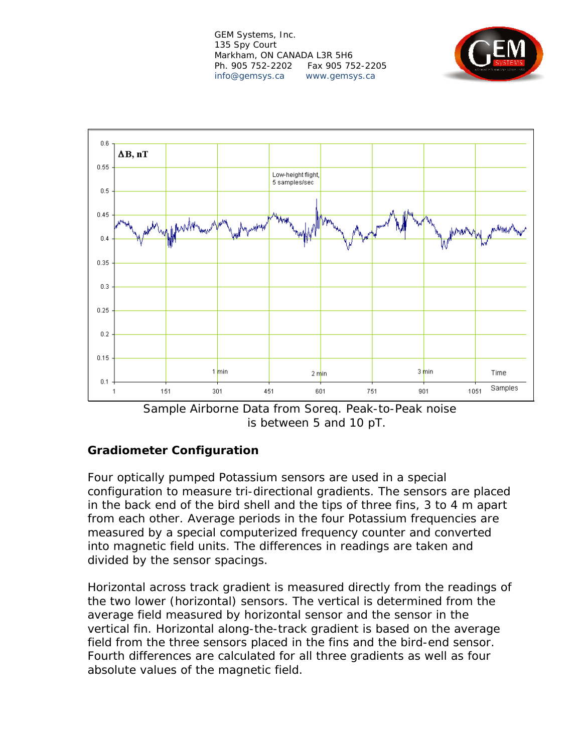GEM Systems, Inc.
135 Spy Court
Markham, ON CANADA L3R 5H6
Ph. 905 752-2202 Fax 905 752-2205
info@gemsys.ca www.gemsys.ca

Sample Airborne Data from Soreq. Peak-to-Peak noise is between 5 and 10 pT.

## Gradiometer Configuration

Four optically pumped Potassium sensors are used in a special configuration to measure tri-directional gradients. The sensors are placed in the back end of the bird shell and the tips of three fins, 3 to 4 m apart from each other. Average periods in the four Potassium frequencies are measured by a special computerized frequency counter and converted into magnetic field units. The differences in readings are taken and divided by the sensor spacings.

Horizontal across track gradient is measured directly from the readings of the two lower (horizontal) sensors. The vertical is determined from the average field measured by horizontal sensor and the sensor in the vertical fin. Horizontal along-the-track gradient is based on the average field from the three sensors placed in the fins and the bird-end sensor. Fourth differences are calculated for all three gradients as well as four absolute values of the magnetic field.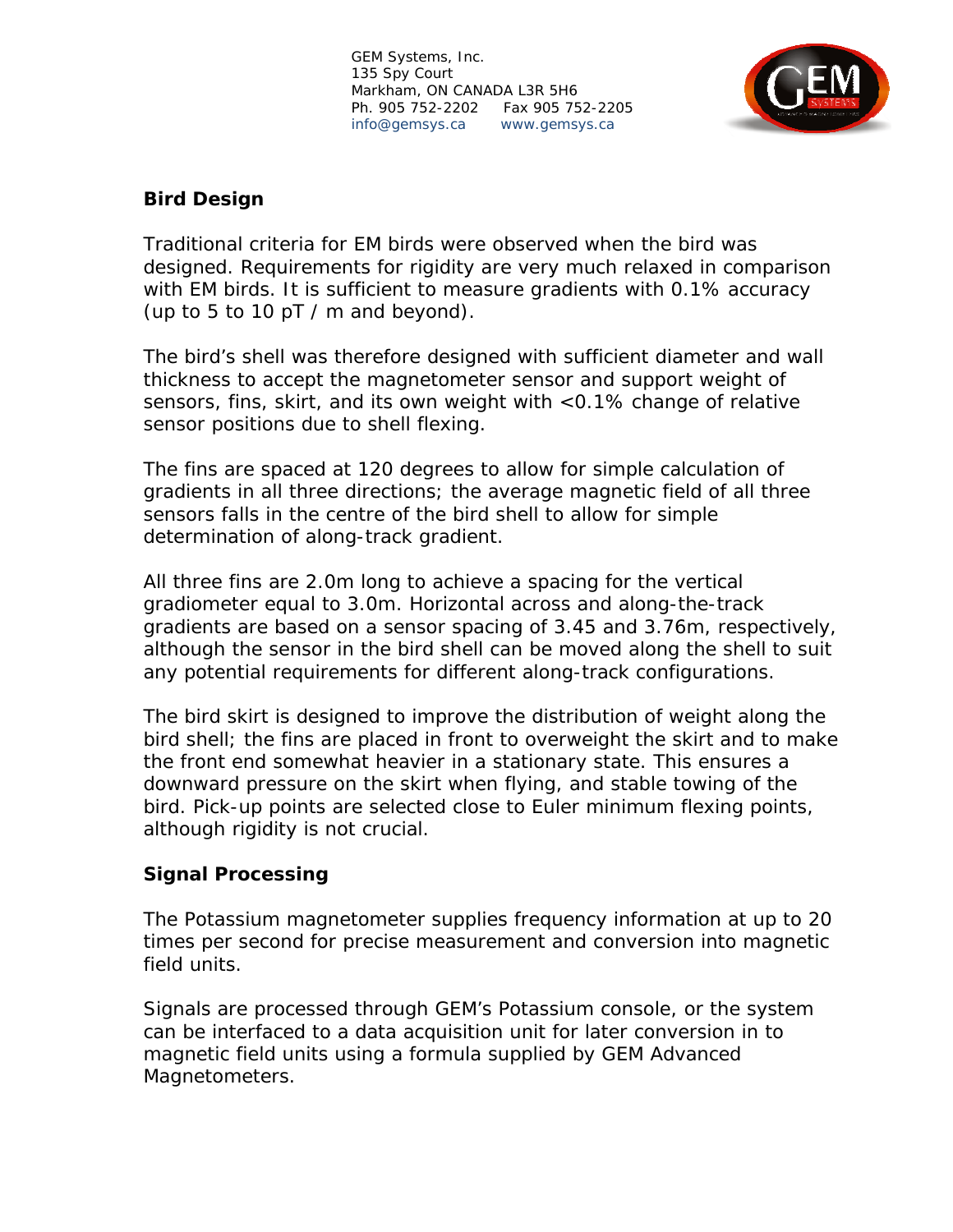## Bird Design

Traditional criteria for EM birds were observed when the bird was designed. Requirements for rigidity are very much relaxed in comparison with EM birds. It is sufficient to measure gradients with 0.1% accuracy (up to 5 to 10 pT / m and beyond).

The bird's shell was therefore designed with sufficient diameter and wall thickness to accept the magnetometer sensor and support weight of sensors, fins, skirt, and its own weight with <0.1% change of relative sensor positions due to shell flexing.

The fins are spaced at 120 degrees to allow for simple calculation of gradients in all three directions; the average magnetic field of all three sensors falls in the centre of the bird shell to allow for simple determination of along-track gradient.

All three fins are 2.0m long to achieve a spacing for the vertical gradiometer equal to 3.0m. Horizontal across and along-the-track gradients are based on a sensor spacing of 3.45 and 3.76m, respectively, although the sensor in the bird shell can be moved along the shell to suit any potential requirements for different along-track configurations.

The bird skirt is designed to improve the distribution of weight along the bird shell; the fins are placed in front to overweight the skirt and to make the front end somewhat heavier in a stationary state. This ensures a downward pressure on the skirt when flying, and stable towing of the bird. Pick-up points are selected close to Euler minimum flexing points, although rigidity is not crucial.

## Signal Processing

The Potassium magnetometer supplies frequency information at up to 20 times per second for precise measurement and conversion into magnetic field units.

Signals are processed through GEM's Potassium console, or the system can be interfaced to a data acquisition unit for later conversion in to magnetic field units using a formula supplied by GEM Advanced Magnetometers.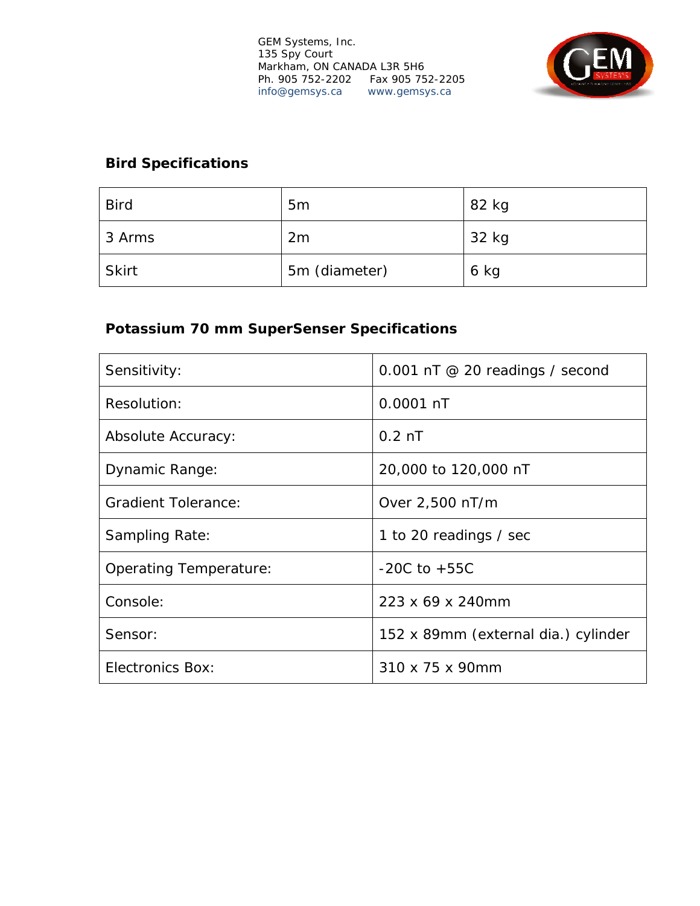GEM Systems, Inc.
135 Spy Court
Markham, ON CANADA L3R 5H6
Ph. 905 752-2202 Fax 905 752-2205
info@gemsys.ca www.gemsys.ca

## Bird Specifications

| | | |
|---|---|---|
| Bird | 5m | 82 kg |
| 3 Arms | 2m | 32 kg |
| Skirt | 5m (diameter) | 6 kg |

## Potassium 70 mm SuperSenser Specifications

| | |
|---|---|
| Sensitivity: | 0.001 nT @ 20 readings / second |
| Resolution: | 0.0001 nT |
| Absolute Accuracy: | 0.2 nT |
| Dynamic Range: | 20,000 to 120,000 nT |
| Gradient Tolerance: | Over 2,500 nT/m |
| Sampling Rate: | 1 to 20 readings / sec |
| Operating Temperature: | -20C to +55C |
| Console: | 223 x 69 x 240mm |
| Sensor: | 152 x 89mm (external dia.) cylinder |
| Electronics Box: | 310 x 75 x 90mm |